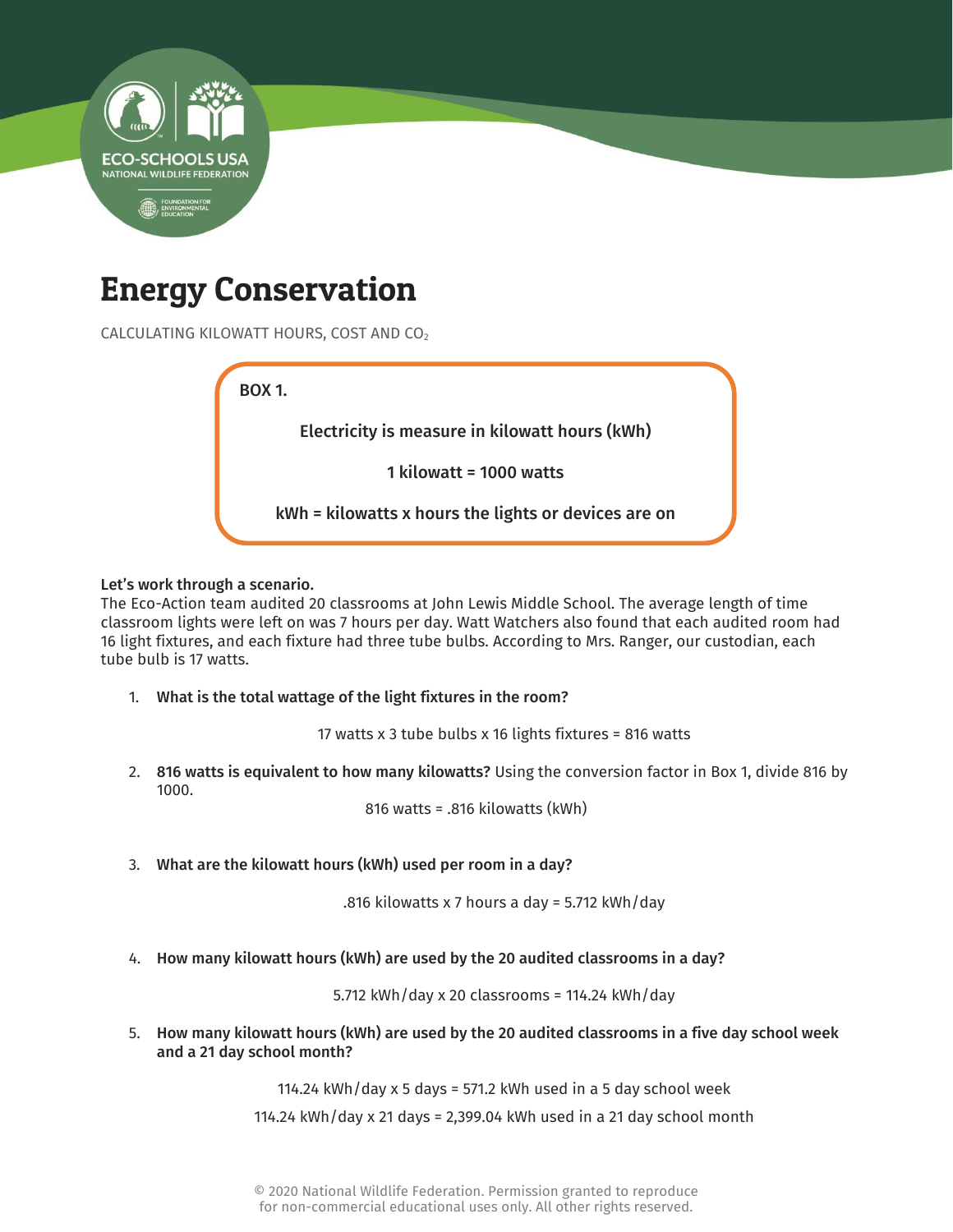# Energy Conservation

CALCULATING KILOWATT HOURS, COST AND $CO_2$

**BOX 1.**

**Electricity is measure in kilowatt hours (kWh)**

**1 kilowatt = 1000 watts**

**kWh = kilowatts x hours the lights or devices are on**

**Let's work through a scenario.**
The Eco-Action team audited 20 classrooms at John Lewis Middle School. The average length of time classroom lights were left on was 7 hours per day. Watt Watchers also found that each audited room had 16 light fixtures, and each fixture had three tube bulbs. According to Mrs. Ranger, our custodian, each tube bulb is 17 watts.

1. **What is the total wattage of the light fixtures in the room?**

   17 watts x 3 tube bulbs x 16 lights fixtures = 816 watts

2. **816 watts is equivalent to how many kilowatts?** Using the conversion factor in Box 1, divide 816 by 1000.

   816 watts = .816 kilowatts (kWh)

3. **What are the kilowatt hours (kWh) used per room in a day?**

   .816 kilowatts x 7 hours a day = 5.712 kWh/day

4. **How many kilowatt hours (kWh) are used by the 20 audited classrooms in a day?**

   5.712 kWh/day x 20 classrooms = 114.24 kWh/day

5. **How many kilowatt hours (kWh) are used by the 20 audited classrooms in a five day school week and a 21 day school month?**

   114.24 kWh/day x 5 days = 571.2 kWh used in a 5 day school week

   114.24 kWh/day x 21 days = 2,399.04 kWh used in a 21 day school month

© 2020 National Wildlife Federation. Permission granted to reproduce for non-commercial educational uses only. All other rights reserved.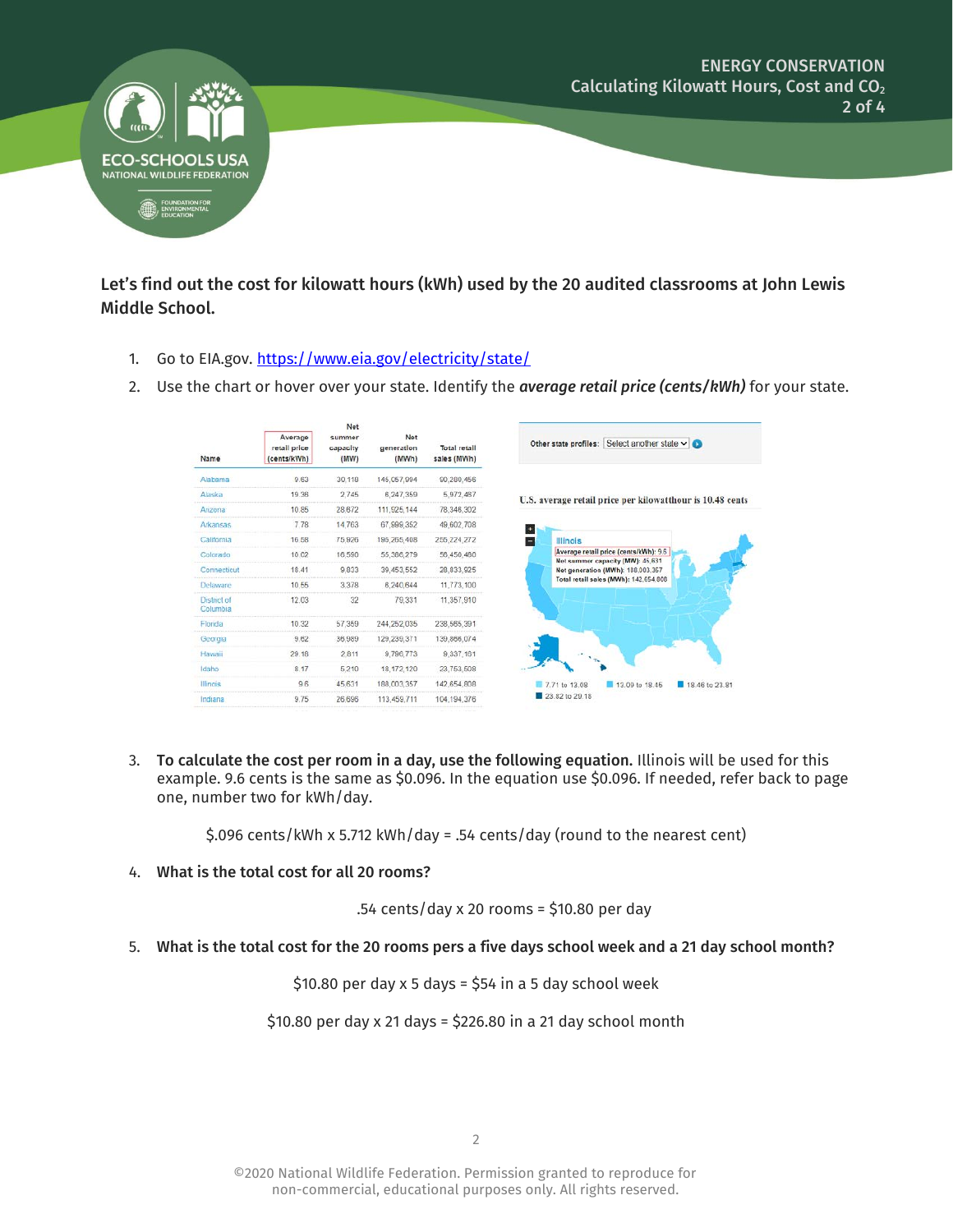**Let's find out the cost for kilowatt hours (kWh) used by the 20 audited classrooms at John Lewis Middle School.**

1. Go to EIA.gov. https://www.eia.gov/electricity/state/
2. Use the chart or hover over your state. Identify the ***average retail price (cents/kWh)*** for your state.

| Name | Average retail price (cents/kWh) | Net summer capacity (MW) | Net generation (MWh) | Total retail sales (MWh) |
|---|---|---|---|---|
| Alabama | 9.63 | 30,118 | 145,057,994 | 90,280,456 |
| Alaska | 19.36 | 2,745 | 6,247,359 | 5,972,487 |
| Arizona | 10.85 | 28,672 | 111,925,144 | 78,348,302 |
| Arkansas | 7.78 | 14,763 | 67,999,352 | 49,602,708 |
| California | 16.58 | 75,926 | 195,265,408 | 255,224,272 |
| Colorado | 10.02 | 16,590 | 55,386,279 | 56,456,480 |
| Connecticut | 18.41 | 9,833 | 39,453,552 | 28,833,925 |
| Delaware | 10.55 | 3,378 | 6,240,644 | 11,773,100 |
| District of Columbia | 12.03 | 32 | 79,331 | 11,357,910 |
| Florida | 10.32 | 57,359 | 244,252,035 | 238,565,391 |
| Georgia | 9.62 | 38,989 | 129,239,371 | 139,866,074 |
| Hawaii | 29.18 | 2,811 | 9,796,773 | 9,337,101 |
| Idaho | 8.17 | 5,210 | 18,172,120 | 23,753,508 |
| Illinois | 9.6 | 45,631 | 188,003,357 | 142,654,808 |
| Indiana | 9.75 | 26,696 | 113,459,711 | 104,194,376 |

Other state profiles: Select another state

U.S. average retail price per kilowatthour is 10.48 cents

Illinois
Average retail price (cents/kWh): 9.6
Net summer capacity (MW): 45,631
Net generation (MWh): 188,003,357
Total retail sales (MWh): 142,654,808

7.71 to 13.08 | 13.09 to 18.45 | 18.46 to 23.81 | 23.82 to 29.18

3. **To calculate the cost per room in a day, use the following equation.** Illinois will be used for this example. 9.6 cents is the same as $0.096. In the equation use $0.096. If needed, refer back to page one, number two for kWh/day.

   $.096 cents/kWh x 5.712 kWh/day = .54 cents/day (round to the nearest cent)

4. **What is the total cost for all 20 rooms?**

   .54 cents/day x 20 rooms = $10.80 per day

5. **What is the total cost for the 20 rooms pers a five days school week and a 21 day school month?**

   $10.80 per day x 5 days = $54 in a 5 day school week

   $10.80 per day x 21 days = $226.80 in a 21 day school month

©2020 National Wildlife Federation. Permission granted to reproduce for non-commercial, educational purposes only. All rights reserved.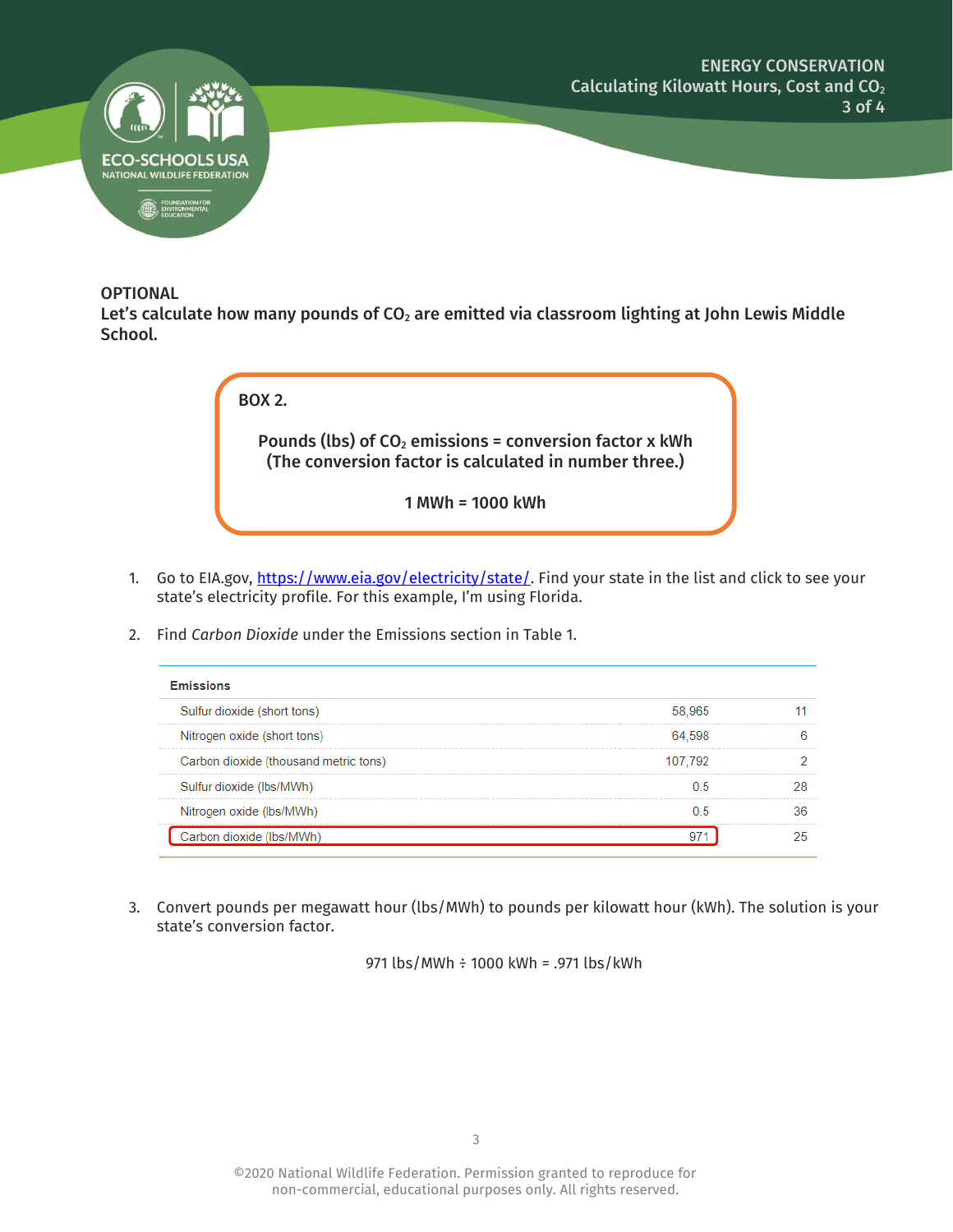**OPTIONAL**

**Let's calculate how many pounds of $CO_2$ are emitted via classroom lighting at John Lewis Middle School.**

**BOX 2.**

**Pounds (lbs) of $CO_2$ emissions = conversion factor x kWh**
**(The conversion factor is calculated in number three.)**

**1 MWh = 1000 kWh**

1. Go to EIA.gov, https://www.eia.gov/electricity/state/. Find your state in the list and click to see your state's electricity profile. For this example, I'm using Florida.

2. Find *Carbon Dioxide* under the Emissions section in Table 1.

| Emissions | | |
|---|---|---|
| Sulfur dioxide (short tons) | 58,965 | 11 |
| Nitrogen oxide (short tons) | 64,598 | 6 |
| Carbon dioxide (thousand metric tons) | 107,792 | 2 |
| Sulfur dioxide (lbs/MWh) | 0.5 | 28 |
| Nitrogen oxide (lbs/MWh) | 0.5 | 36 |
| Carbon dioxide (lbs/MWh) | 971 | 25 |

3. Convert pounds per megawatt hour (lbs/MWh) to pounds per kilowatt hour (kWh). The solution is your state's conversion factor.

971 lbs/MWh ÷ 1000 kWh = .971 lbs/kWh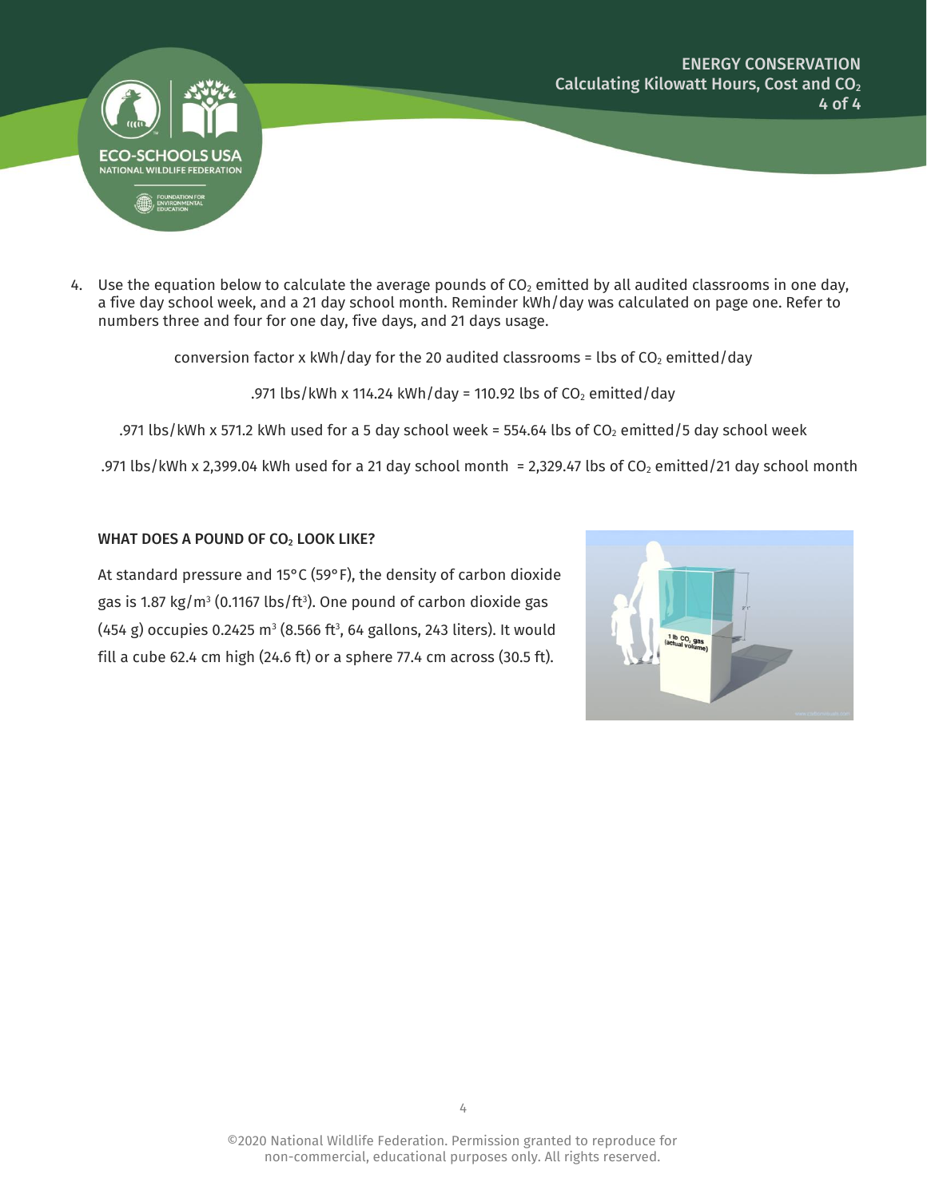4. Use the equation below to calculate the average pounds of $CO_2$ emitted by all audited classrooms in one day, a five day school week, and a 21 day school month. Reminder kWh/day was calculated on page one. Refer to numbers three and four for one day, five days, and 21 days usage.

conversion factor x kWh/day for the 20 audited classrooms = lbs of $CO_2$ emitted/day

.971 lbs/kWh x 114.24 kWh/day = 110.92 lbs of $CO_2$ emitted/day

.971 lbs/kWh x 571.2 kWh used for a 5 day school week = 554.64 lbs of $CO_2$ emitted/5 day school week

.971 lbs/kWh x 2,399.04 kWh used for a 21 day school month = 2,329.47 lbs of $CO_2$ emitted/21 day school month

**WHAT DOES A POUND OF $CO_2$ LOOK LIKE?**

At standard pressure and 15°C (59°F), the density of carbon dioxide gas is 1.87 kg/m$^3$ (0.1167 lbs/ft$^3$). One pound of carbon dioxide gas (454 g) occupies 0.2425 m$^3$ (8.566 ft$^3$, 64 gallons, 243 liters). It would fill a cube 62.4 cm high (24.6 ft) or a sphere 77.4 cm across (30.5 ft).